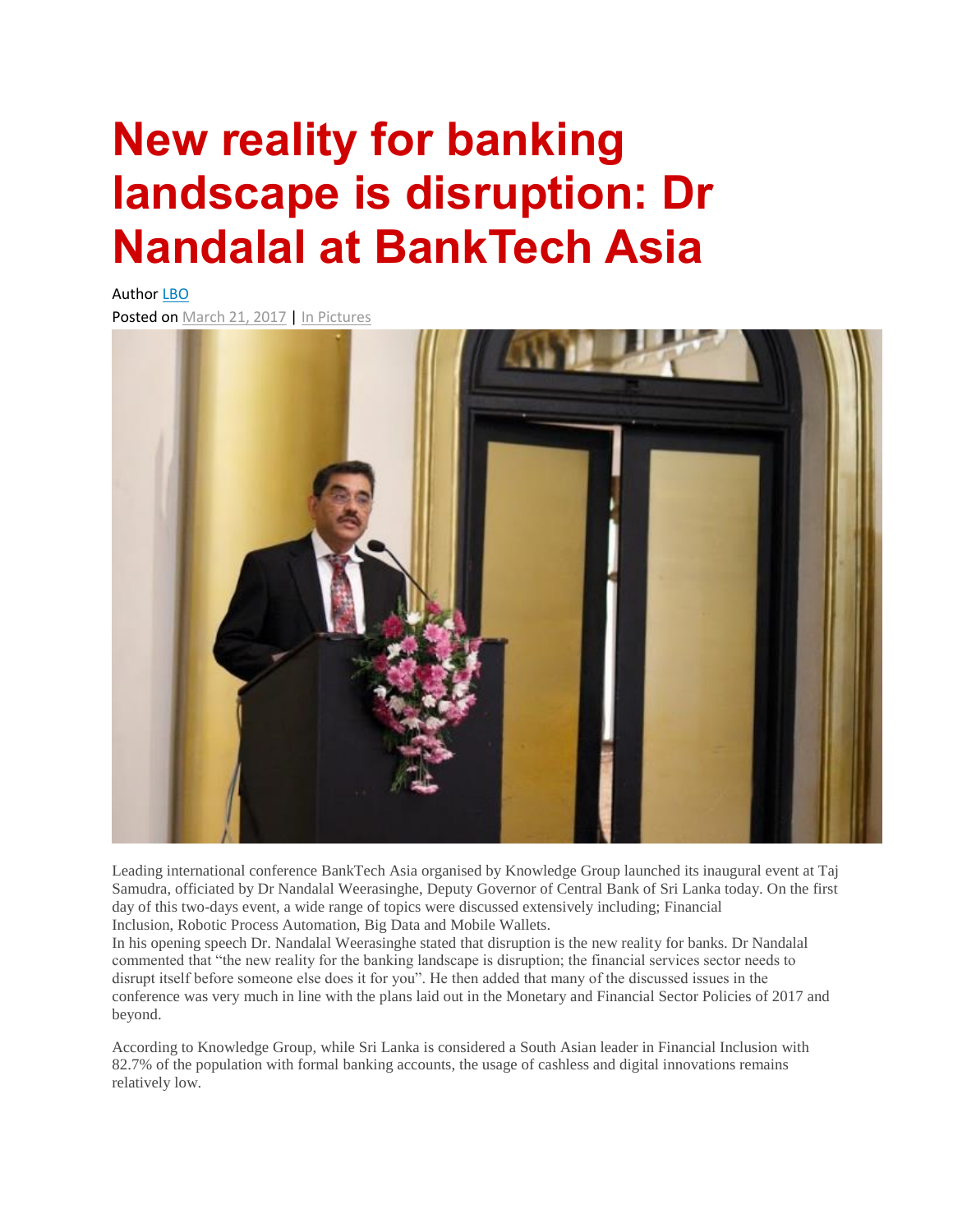# New reality for banking landscape is disruption: Dr Nandalal at BankTech Asia

Author LBO
Posted on March 21, 2017 | In Pictures

Leading international conference BankTech Asia organised by Knowledge Group launched its inaugural event at Taj Samudra, officiated by Dr Nandalal Weerasinghe, Deputy Governor of Central Bank of Sri Lanka today. On the first day of this two-days event, a wide range of topics were discussed extensively including; Financial Inclusion, Robotic Process Automation, Big Data and Mobile Wallets.

In his opening speech Dr. Nandalal Weerasinghe stated that disruption is the new reality for banks. Dr Nandalal commented that "the new reality for the banking landscape is disruption; the financial services sector needs to disrupt itself before someone else does it for you". He then added that many of the discussed issues in the conference was very much in line with the plans laid out in the Monetary and Financial Sector Policies of 2017 and beyond.

According to Knowledge Group, while Sri Lanka is considered a South Asian leader in Financial Inclusion with 82.7% of the population with formal banking accounts, the usage of cashless and digital innovations remains relatively low.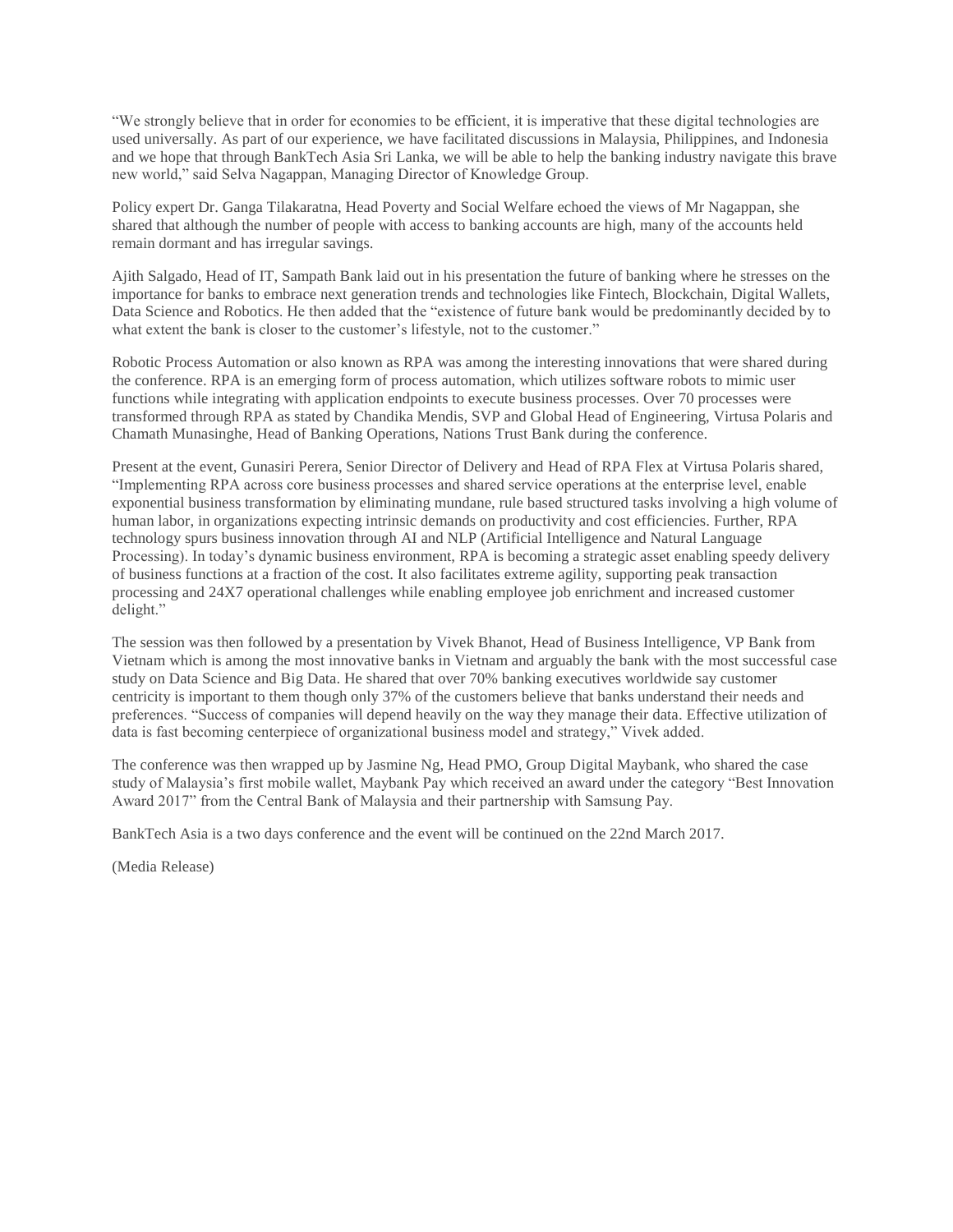"We strongly believe that in order for economies to be efficient, it is imperative that these digital technologies are used universally. As part of our experience, we have facilitated discussions in Malaysia, Philippines, and Indonesia and we hope that through BankTech Asia Sri Lanka, we will be able to help the banking industry navigate this brave new world," said Selva Nagappan, Managing Director of Knowledge Group.

Policy expert Dr. Ganga Tilakaratna, Head Poverty and Social Welfare echoed the views of Mr Nagappan, she shared that although the number of people with access to banking accounts are high, many of the accounts held remain dormant and has irregular savings.

Ajith Salgado, Head of IT, Sampath Bank laid out in his presentation the future of banking where he stresses on the importance for banks to embrace next generation trends and technologies like Fintech, Blockchain, Digital Wallets, Data Science and Robotics. He then added that the "existence of future bank would be predominantly decided by to what extent the bank is closer to the customer's lifestyle, not to the customer."

Robotic Process Automation or also known as RPA was among the interesting innovations that were shared during the conference. RPA is an emerging form of process automation, which utilizes software robots to mimic user functions while integrating with application endpoints to execute business processes. Over 70 processes were transformed through RPA as stated by Chandika Mendis, SVP and Global Head of Engineering, Virtusa Polaris and Chamath Munasinghe, Head of Banking Operations, Nations Trust Bank during the conference.

Present at the event, Gunasiri Perera, Senior Director of Delivery and Head of RPA Flex at Virtusa Polaris shared, "Implementing RPA across core business processes and shared service operations at the enterprise level, enable exponential business transformation by eliminating mundane, rule based structured tasks involving a high volume of human labor, in organizations expecting intrinsic demands on productivity and cost efficiencies. Further, RPA technology spurs business innovation through AI and NLP (Artificial Intelligence and Natural Language Processing). In today's dynamic business environment, RPA is becoming a strategic asset enabling speedy delivery of business functions at a fraction of the cost. It also facilitates extreme agility, supporting peak transaction processing and 24X7 operational challenges while enabling employee job enrichment and increased customer delight."

The session was then followed by a presentation by Vivek Bhanot, Head of Business Intelligence, VP Bank from Vietnam which is among the most innovative banks in Vietnam and arguably the bank with the most successful case study on Data Science and Big Data. He shared that over 70% banking executives worldwide say customer centricity is important to them though only 37% of the customers believe that banks understand their needs and preferences. "Success of companies will depend heavily on the way they manage their data. Effective utilization of data is fast becoming centerpiece of organizational business model and strategy," Vivek added.

The conference was then wrapped up by Jasmine Ng, Head PMO, Group Digital Maybank, who shared the case study of Malaysia's first mobile wallet, Maybank Pay which received an award under the category "Best Innovation Award 2017" from the Central Bank of Malaysia and their partnership with Samsung Pay.

BankTech Asia is a two days conference and the event will be continued on the 22nd March 2017.

(Media Release)